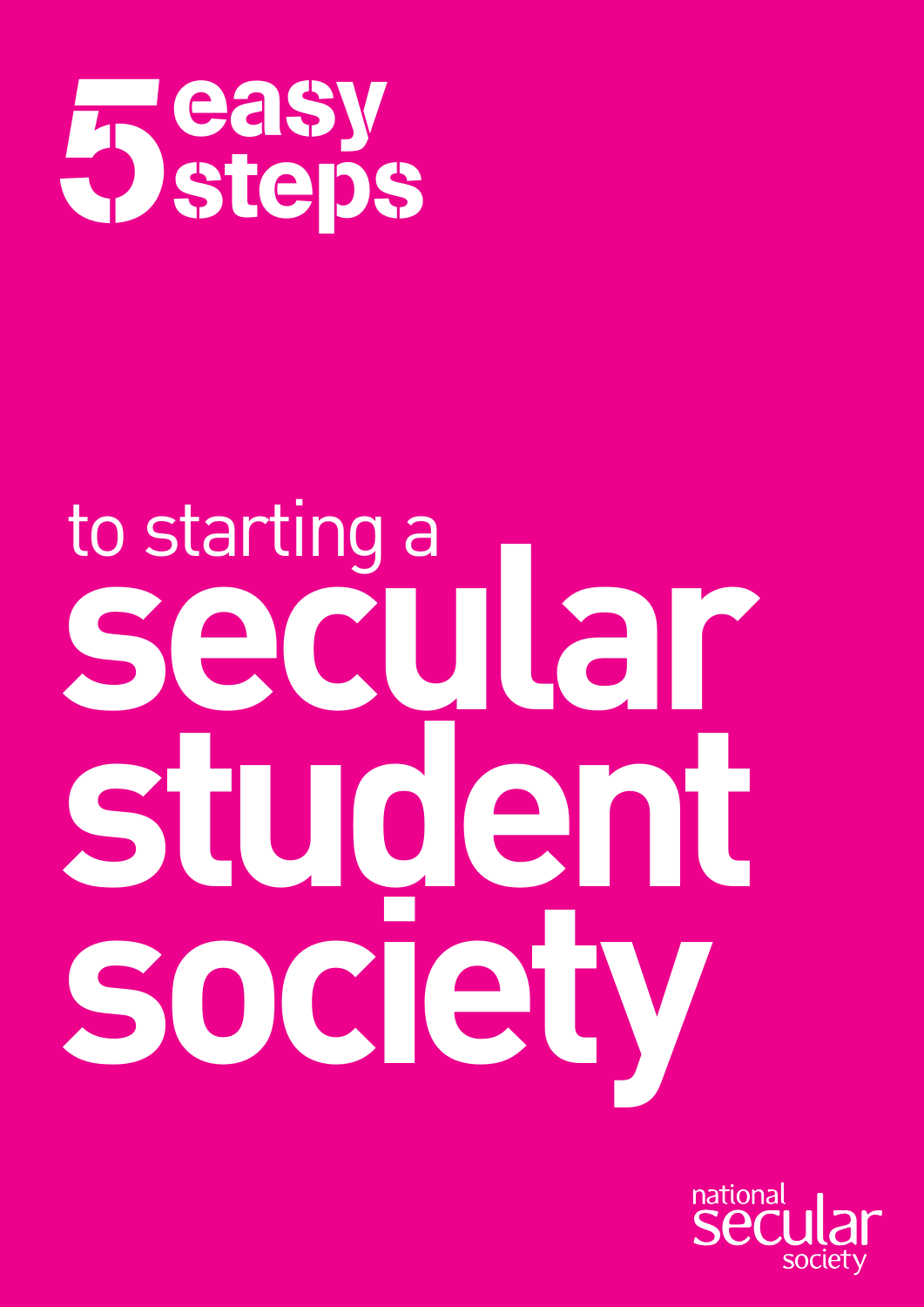# 5 easy steps

# to starting a secular student society

national secular society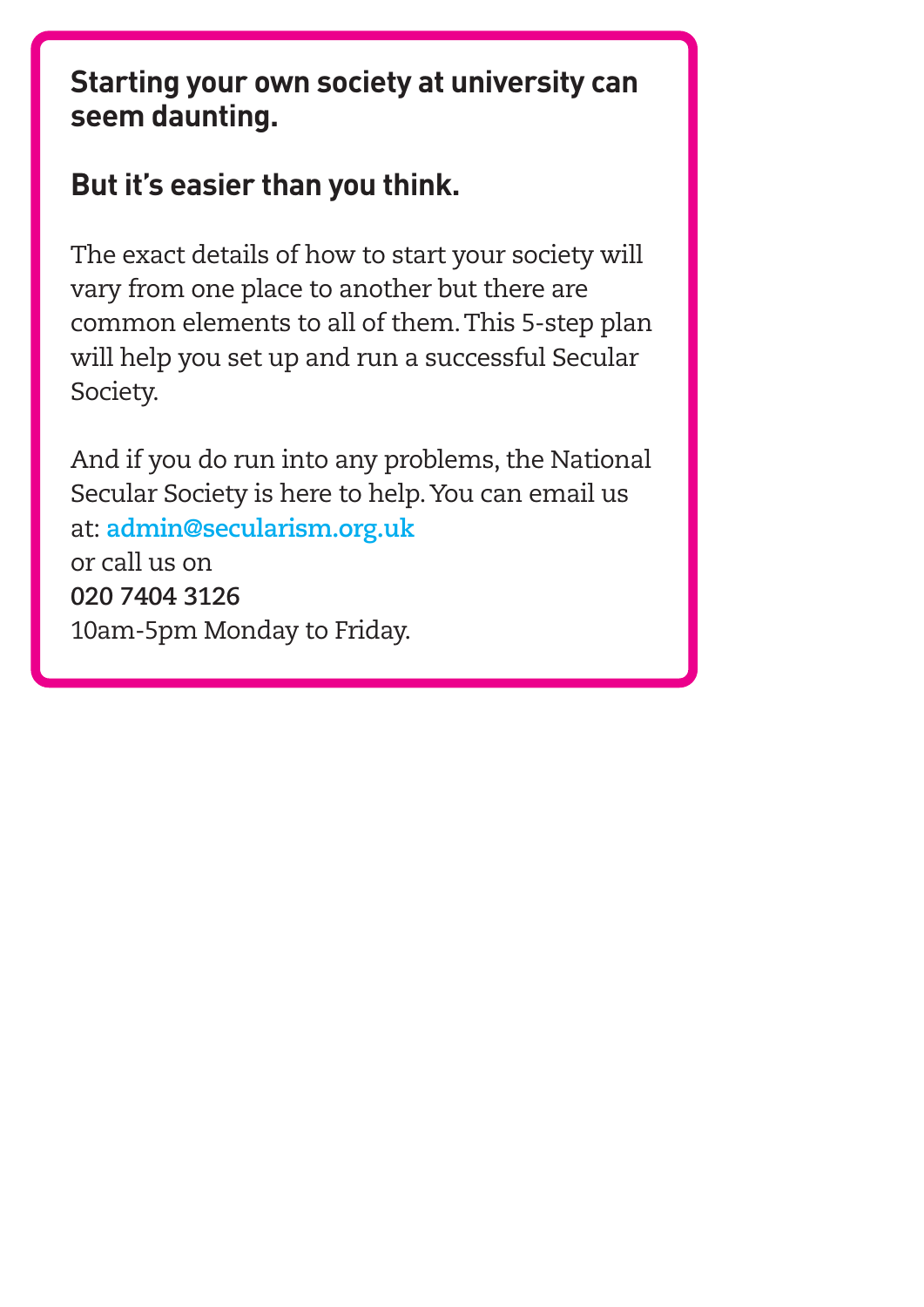**Starting your own society at university can seem daunting.**

**But it's easier than you think.**

The exact details of how to start your society will vary from one place to another but there are common elements to all of them. This 5-step plan will help you set up and run a successful Secular Society.

And if you do run into any problems, the National Secular Society is here to help. You can email us at: admin@secularism.org.uk
or call us on
**020 7404 3126**
10am-5pm Monday to Friday.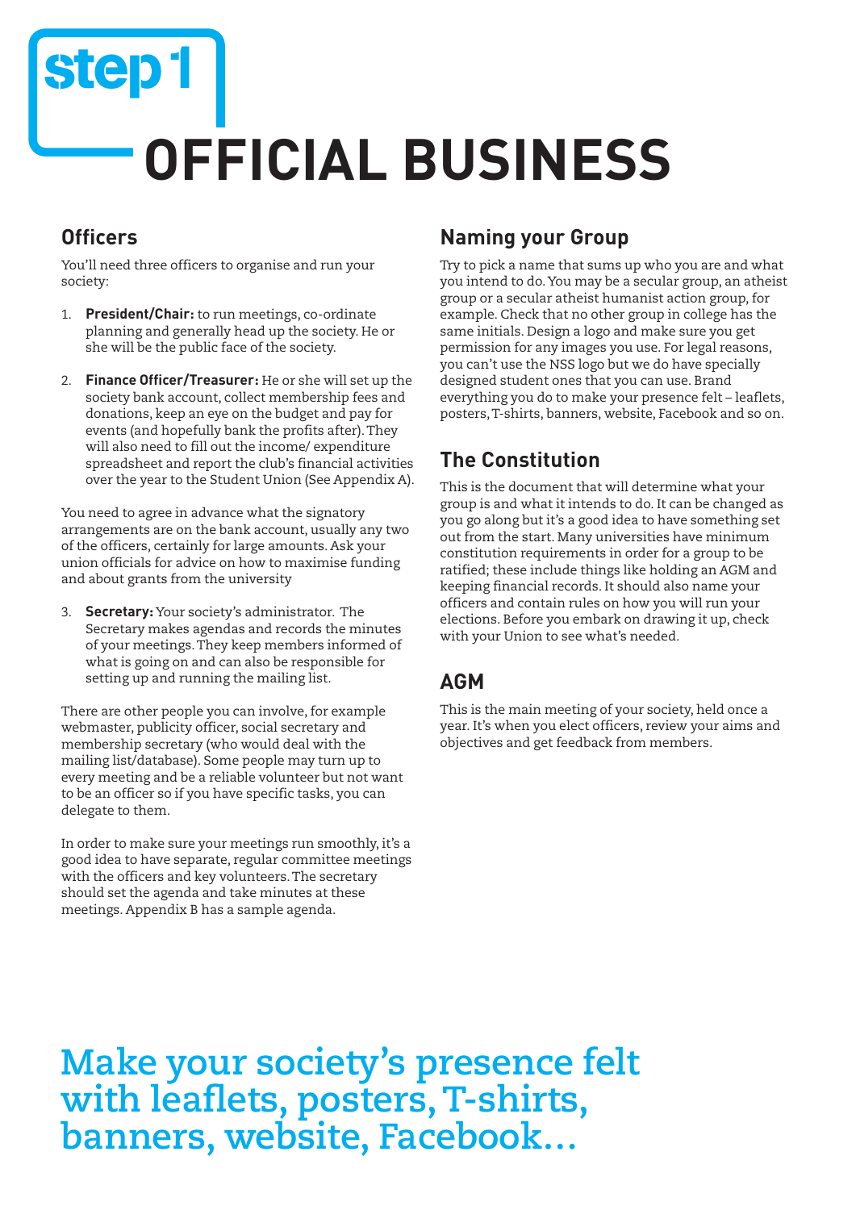# step 1

# OFFICIAL BUSINESS

## Officers

You'll need three officers to organise and run your society:

1. **President/Chair:** to run meetings, co-ordinate planning and generally head up the society. He or she will be the public face of the society.

2. **Finance Officer/Treasurer:** He or she will set up the society bank account, collect membership fees and donations, keep an eye on the budget and pay for events (and hopefully bank the profits after). They will also need to fill out the income/ expenditure spreadsheet and report the club's financial activities over the year to the Student Union (See Appendix A).

You need to agree in advance what the signatory arrangements are on the bank account, usually any two of the officers, certainly for large amounts. Ask your union officials for advice on how to maximise funding and about grants from the university

3. **Secretary:** Your society's administrator. The Secretary makes agendas and records the minutes of your meetings. They keep members informed of what is going on and can also be responsible for setting up and running the mailing list.

There are other people you can involve, for example webmaster, publicity officer, social secretary and membership secretary (who would deal with the mailing list/database). Some people may turn up to every meeting and be a reliable volunteer but not want to be an officer so if you have specific tasks, you can delegate to them.

In order to make sure your meetings run smoothly, it's a good idea to have separate, regular committee meetings with the officers and key volunteers. The secretary should set the agenda and take minutes at these meetings. Appendix B has a sample agenda.

## Naming your Group

Try to pick a name that sums up who you are and what you intend to do. You may be a secular group, an atheist group or a secular atheist humanist action group, for example. Check that no other group in college has the same initials. Design a logo and make sure you get permission for any images you use. For legal reasons, you can't use the NSS logo but we do have specially designed student ones that you can use. Brand everything you do to make your presence felt – leaflets, posters, T-shirts, banners, website, Facebook and so on.

## The Constitution

This is the document that will determine what your group is and what it intends to do. It can be changed as you go along but it's a good idea to have something set out from the start. Many universities have minimum constitution requirements in order for a group to be ratified; these include things like holding an AGM and keeping financial records. It should also name your officers and contain rules on how you will run your elections. Before you embark on drawing it up, check with your Union to see what's needed.

## AGM

This is the main meeting of your society, held once a year. It's when you elect officers, review your aims and objectives and get feedback from members.

**Make your society's presence felt with leaflets, posters, T-shirts, banners, website, Facebook...**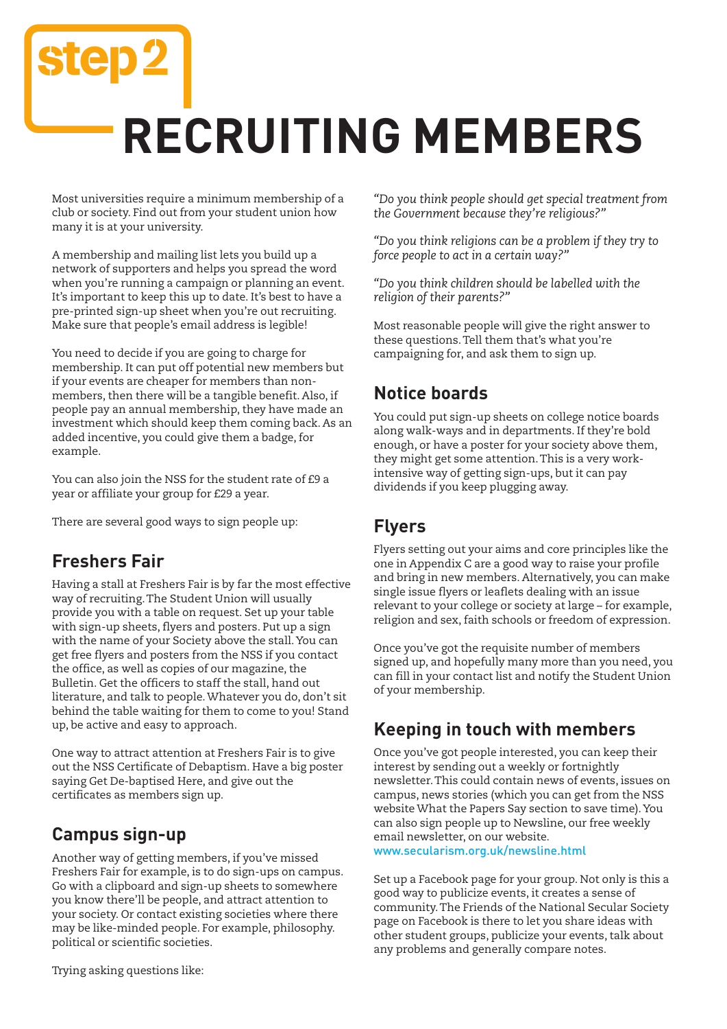# step 2

# RECRUITING MEMBERS

Most universities require a minimum membership of a club or society. Find out from your student union how many it is at your university.

A membership and mailing list lets you build up a network of supporters and helps you spread the word when you're running a campaign or planning an event. It's important to keep this up to date. It's best to have a pre-printed sign-up sheet when you're out recruiting. Make sure that people's email address is legible!

You need to decide if you are going to charge for membership. It can put off potential new members but if your events are cheaper for members than non-members, then there will be a tangible benefit. Also, if people pay an annual membership, they have made an investment which should keep them coming back. As an added incentive, you could give them a badge, for example.

You can also join the NSS for the student rate of £9 a year or affiliate your group for £29 a year.

There are several good ways to sign people up:

## Freshers Fair

Having a stall at Freshers Fair is by far the most effective way of recruiting. The Student Union will usually provide you with a table on request. Set up your table with sign-up sheets, flyers and posters. Put up a sign with the name of your Society above the stall. You can get free flyers and posters from the NSS if you contact the office, as well as copies of our magazine, the Bulletin. Get the officers to staff the stall, hand out literature, and talk to people. Whatever you do, don't sit behind the table waiting for them to come to you! Stand up, be active and easy to approach.

One way to attract attention at Freshers Fair is to give out the NSS Certificate of Debaptism. Have a big poster saying Get De-baptised Here, and give out the certificates as members sign up.

## Campus sign-up

Another way of getting members, if you've missed Freshers Fair for example, is to do sign-ups on campus. Go with a clipboard and sign-up sheets to somewhere you know there'll be people, and attract attention to your society. Or contact existing societies where there may be like-minded people. For example, philosophy. political or scientific societies.

Trying asking questions like:

*"Do you think people should get special treatment from the Government because they're religious?"*

*"Do you think religions can be a problem if they try to force people to act in a certain way?"*

*"Do you think children should be labelled with the religion of their parents?"*

Most reasonable people will give the right answer to these questions. Tell them that's what you're campaigning for, and ask them to sign up.

## Notice boards

You could put sign-up sheets on college notice boards along walk-ways and in departments. If they're bold enough, or have a poster for your society above them, they might get some attention. This is a very work-intensive way of getting sign-ups, but it can pay dividends if you keep plugging away.

## Flyers

Flyers setting out your aims and core principles like the one in Appendix C are a good way to raise your profile and bring in new members. Alternatively, you can make single issue flyers or leaflets dealing with an issue relevant to your college or society at large – for example, religion and sex, faith schools or freedom of expression.

Once you've got the requisite number of members signed up, and hopefully many more than you need, you can fill in your contact list and notify the Student Union of your membership.

## Keeping in touch with members

Once you've got people interested, you can keep their interest by sending out a weekly or fortnightly newsletter. This could contain news of events, issues on campus, news stories (which you can get from the NSS website What the Papers Say section to save time). You can also sign people up to Newsline, our free weekly email newsletter, on our website.
www.secularism.org.uk/newsline.html

Set up a Facebook page for your group. Not only is this a good way to publicize events, it creates a sense of community. The Friends of the National Secular Society page on Facebook is there to let you share ideas with other student groups, publicize your events, talk about any problems and generally compare notes.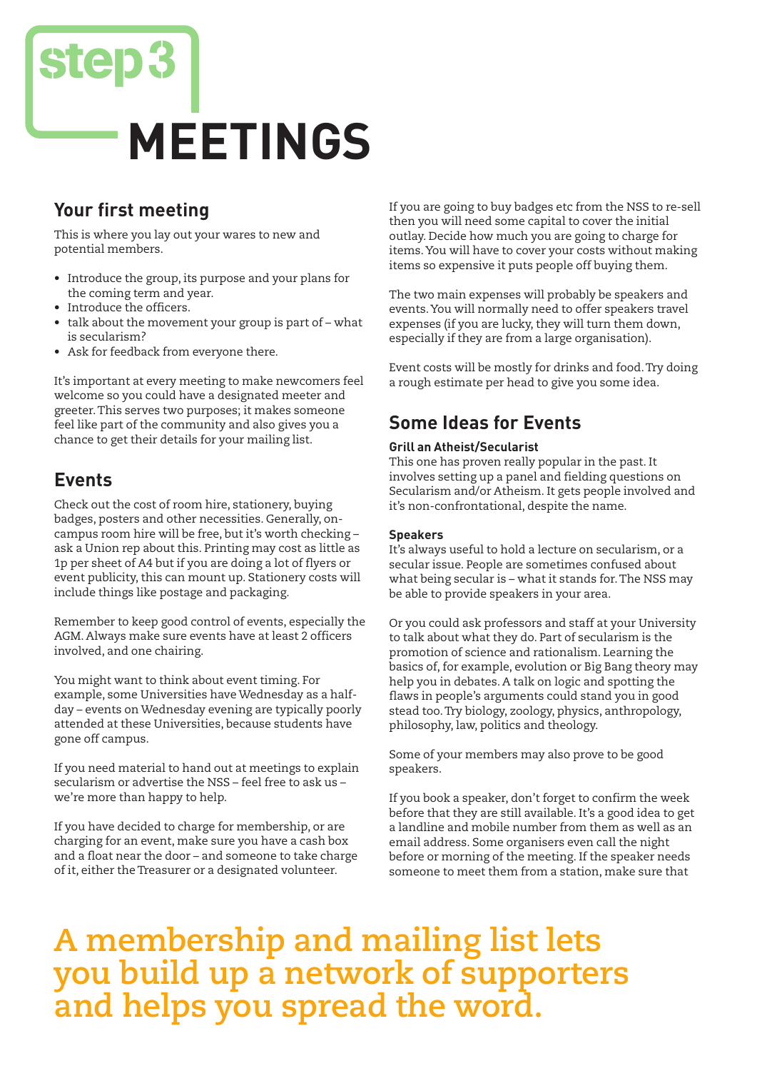# step 3 MEETINGS

## Your first meeting

This is where you lay out your wares to new and potential members.

- Introduce the group, its purpose and your plans for the coming term and year.
- Introduce the officers.
- talk about the movement your group is part of – what is secularism?
- Ask for feedback from everyone there.

It's important at every meeting to make newcomers feel welcome so you could have a designated meeter and greeter. This serves two purposes; it makes someone feel like part of the community and also gives you a chance to get their details for your mailing list.

## Events

Check out the cost of room hire, stationery, buying badges, posters and other necessities. Generally, on-campus room hire will be free, but it's worth checking – ask a Union rep about this. Printing may cost as little as 1p per sheet of A4 but if you are doing a lot of flyers or event publicity, this can mount up. Stationery costs will include things like postage and packaging.

Remember to keep good control of events, especially the AGM. Always make sure events have at least 2 officers involved, and one chairing.

You might want to think about event timing. For example, some Universities have Wednesday as a half-day – events on Wednesday evening are typically poorly attended at these Universities, because students have gone off campus.

If you need material to hand out at meetings to explain secularism or advertise the NSS – feel free to ask us – we're more than happy to help.

If you have decided to charge for membership, or are charging for an event, make sure you have a cash box and a float near the door – and someone to take charge of it, either the Treasurer or a designated volunteer.

If you are going to buy badges etc from the NSS to re-sell then you will need some capital to cover the initial outlay. Decide how much you are going to charge for items. You will have to cover your costs without making items so expensive it puts people off buying them.

The two main expenses will probably be speakers and events. You will normally need to offer speakers travel expenses (if you are lucky, they will turn them down, especially if they are from a large organisation).

Event costs will be mostly for drinks and food. Try doing a rough estimate per head to give you some idea.

## Some Ideas for Events

**Grill an Atheist/Secularist**
This one has proven really popular in the past. It involves setting up a panel and fielding questions on Secularism and/or Atheism. It gets people involved and it's non-confrontational, despite the name.

**Speakers**
It's always useful to hold a lecture on secularism, or a secular issue. People are sometimes confused about what being secular is – what it stands for. The NSS may be able to provide speakers in your area.

Or you could ask professors and staff at your University to talk about what they do. Part of secularism is the promotion of science and rationalism. Learning the basics of, for example, evolution or Big Bang theory may help you in debates. A talk on logic and spotting the flaws in people's arguments could stand you in good stead too. Try biology, zoology, physics, anthropology, philosophy, law, politics and theology.

Some of your members may also prove to be good speakers.

If you book a speaker, don't forget to confirm the week before that they are still available. It's a good idea to get a landline and mobile number from them as well as an email address. Some organisers even call the night before or morning of the meeting. If the speaker needs someone to meet them from a station, make sure that

**A membership and mailing list lets you build up a network of supporters and helps you spread the word.**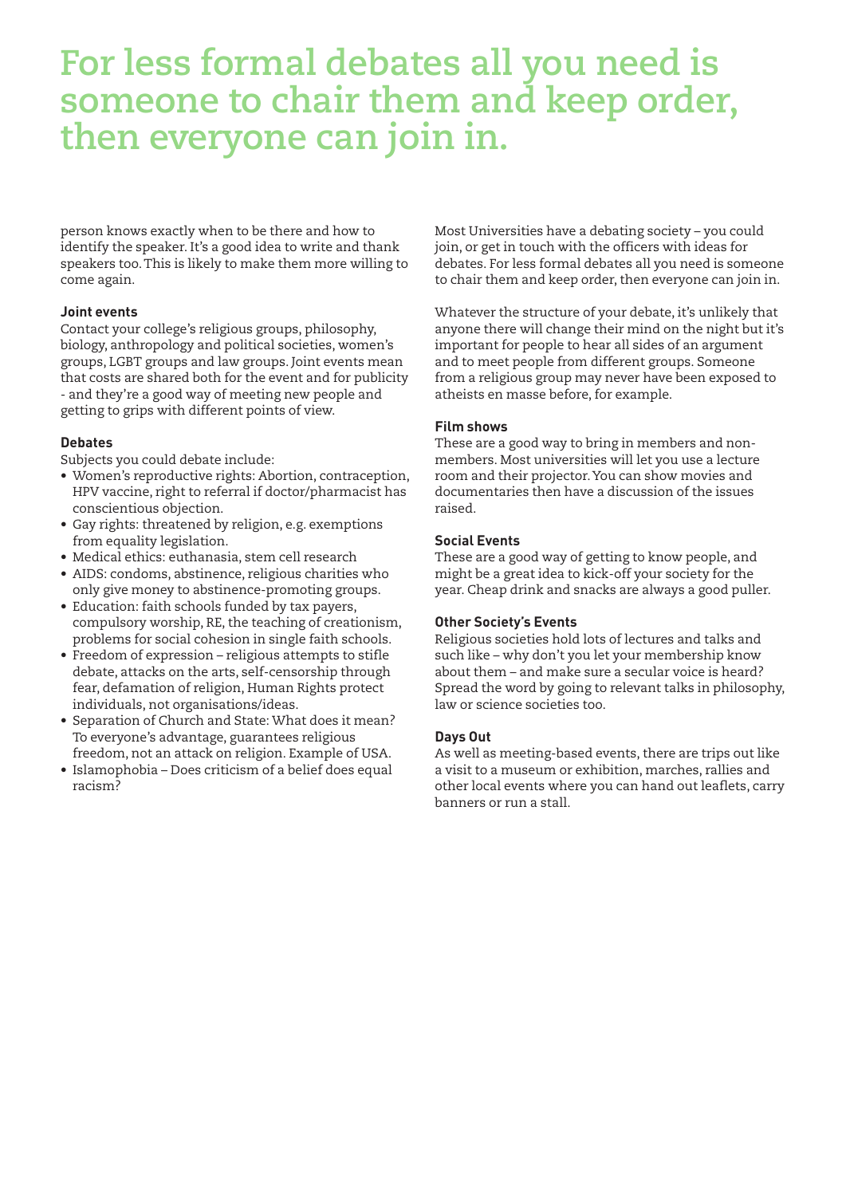# For less formal debates all you need is someone to chair them and keep order, then everyone can join in.

person knows exactly when to be there and how to identify the speaker. It's a good idea to write and thank speakers too. This is likely to make them more willing to come again.

**Joint events**

Contact your college's religious groups, philosophy, biology, anthropology and political societies, women's groups, LGBT groups and law groups. Joint events mean that costs are shared both for the event and for publicity - and they're a good way of meeting new people and getting to grips with different points of view.

**Debates**

Subjects you could debate include:

- Women's reproductive rights: Abortion, contraception, HPV vaccine, right to referral if doctor/pharmacist has conscientious objection.
- Gay rights: threatened by religion, e.g. exemptions from equality legislation.
- Medical ethics: euthanasia, stem cell research
- AIDS: condoms, abstinence, religious charities who only give money to abstinence-promoting groups.
- Education: faith schools funded by tax payers, compulsory worship, RE, the teaching of creationism, problems for social cohesion in single faith schools.
- Freedom of expression – religious attempts to stifle debate, attacks on the arts, self-censorship through fear, defamation of religion, Human Rights protect individuals, not organisations/ideas.
- Separation of Church and State: What does it mean? To everyone's advantage, guarantees religious freedom, not an attack on religion. Example of USA.
- Islamophobia – Does criticism of a belief does equal racism?

Most Universities have a debating society – you could join, or get in touch with the officers with ideas for debates. For less formal debates all you need is someone to chair them and keep order, then everyone can join in.

Whatever the structure of your debate, it's unlikely that anyone there will change their mind on the night but it's important for people to hear all sides of an argument and to meet people from different groups. Someone from a religious group may never have been exposed to atheists en masse before, for example.

**Film shows**

These are a good way to bring in members and non-members. Most universities will let you use a lecture room and their projector. You can show movies and documentaries then have a discussion of the issues raised.

**Social Events**

These are a good way of getting to know people, and might be a great idea to kick-off your society for the year. Cheap drink and snacks are always a good puller.

**Other Society's Events**

Religious societies hold lots of lectures and talks and such like – why don't you let your membership know about them – and make sure a secular voice is heard? Spread the word by going to relevant talks in philosophy, law or science societies too.

**Days Out**

As well as meeting-based events, there are trips out like a visit to a museum or exhibition, marches, rallies and other local events where you can hand out leaflets, carry banners or run a stall.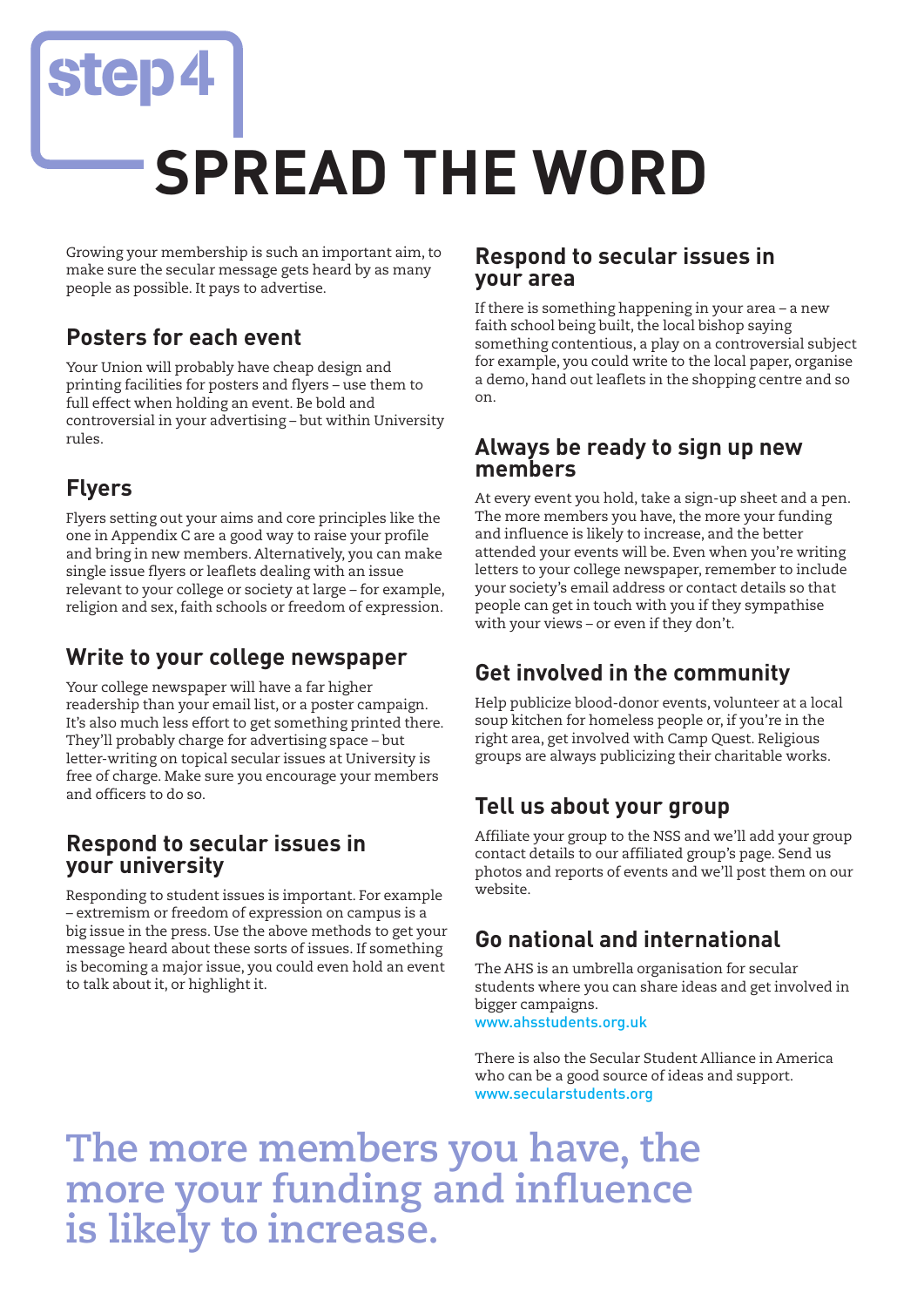step4

# SPREAD THE WORD

Growing your membership is such an important aim, to make sure the secular message gets heard by as many people as possible. It pays to advertise.

## Posters for each event

Your Union will probably have cheap design and printing facilities for posters and flyers – use them to full effect when holding an event. Be bold and controversial in your advertising – but within University rules.

## Flyers

Flyers setting out your aims and core principles like the one in Appendix C are a good way to raise your profile and bring in new members. Alternatively, you can make single issue flyers or leaflets dealing with an issue relevant to your college or society at large – for example, religion and sex, faith schools or freedom of expression.

## Write to your college newspaper

Your college newspaper will have a far higher readership than your email list, or a poster campaign. It's also much less effort to get something printed there. They'll probably charge for advertising space – but letter-writing on topical secular issues at University is free of charge. Make sure you encourage your members and officers to do so.

## Respond to secular issues in your university

Responding to student issues is important. For example – extremism or freedom of expression on campus is a big issue in the press. Use the above methods to get your message heard about these sorts of issues. If something is becoming a major issue, you could even hold an event to talk about it, or highlight it.

## Respond to secular issues in your area

If there is something happening in your area – a new faith school being built, the local bishop saying something contentious, a play on a controversial subject for example, you could write to the local paper, organise a demo, hand out leaflets in the shopping centre and so on.

## Always be ready to sign up new members

At every event you hold, take a sign-up sheet and a pen. The more members you have, the more your funding and influence is likely to increase, and the better attended your events will be. Even when you're writing letters to your college newspaper, remember to include your society's email address or contact details so that people can get in touch with you if they sympathise with your views – or even if they don't.

## Get involved in the community

Help publicize blood-donor events, volunteer at a local soup kitchen for homeless people or, if you're in the right area, get involved with Camp Quest. Religious groups are always publicizing their charitable works.

## Tell us about your group

Affiliate your group to the NSS and we'll add your group contact details to our affiliated group's page. Send us photos and reports of events and we'll post them on our website.

## Go national and international

The AHS is an umbrella organisation for secular students where you can share ideas and get involved in bigger campaigns.
www.ahsstudents.org.uk

There is also the Secular Student Alliance in America who can be a good source of ideas and support.
www.secularstudents.org

**The more members you have, the more your funding and influence is likely to increase.**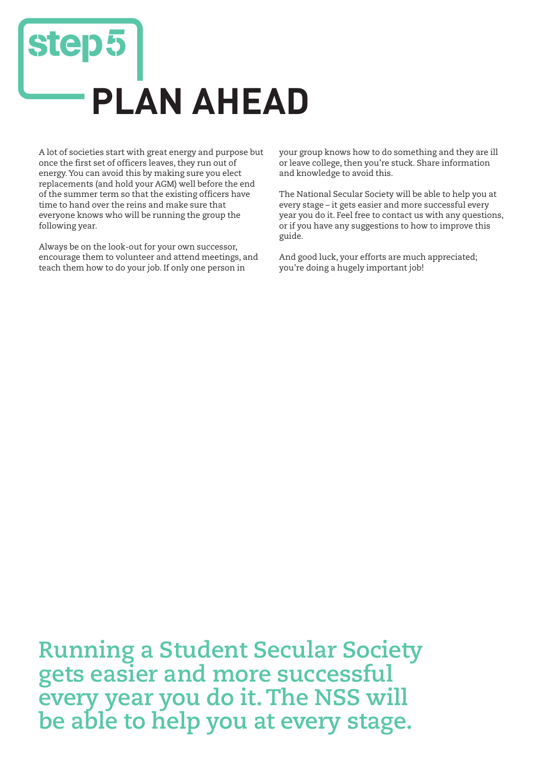# step 5 PLAN AHEAD

A lot of societies start with great energy and purpose but once the first set of officers leaves, they run out of energy. You can avoid this by making sure you elect replacements (and hold your AGM) well before the end of the summer term so that the existing officers have time to hand over the reins and make sure that everyone knows who will be running the group the following year.

Always be on the look-out for your own successor, encourage them to volunteer and attend meetings, and teach them how to do your job. If only one person in your group knows how to do something and they are ill or leave college, then you're stuck. Share information and knowledge to avoid this.

The National Secular Society will be able to help you at every stage – it gets easier and more successful every year you do it. Feel free to contact us with any questions, or if you have any suggestions to how to improve this guide.

And good luck, your efforts are much appreciated; you're doing a hugely important job!

**Running a Student Secular Society gets easier and more successful every year you do it. The NSS will be able to help you at every stage.**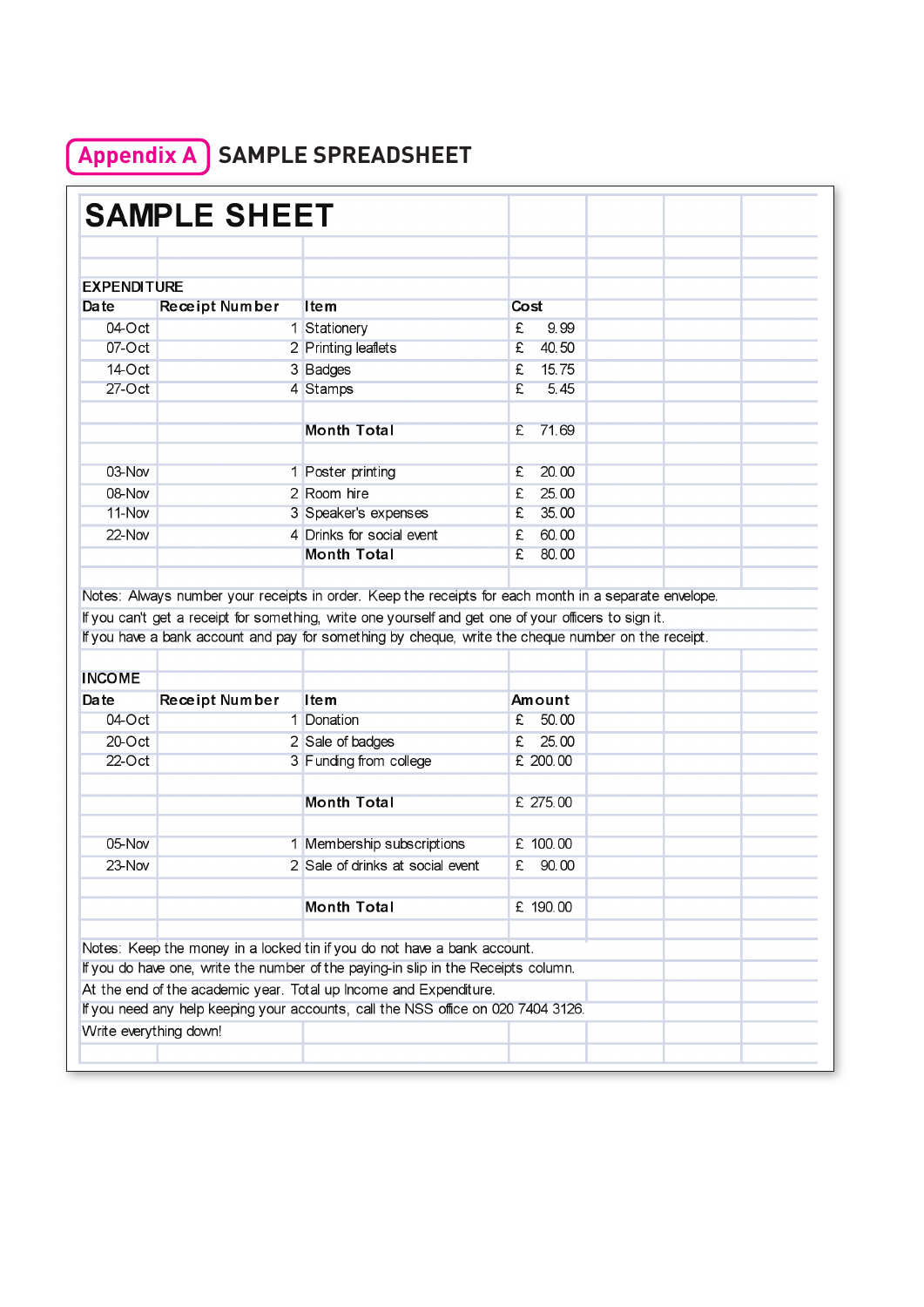## Appendix A SAMPLE SPREADSHEET

# SAMPLE SHEET

**EXPENDITURE**

| Date | Receipt Number | Item | Cost |
|---|---|---|---|
| 04-Oct | 1 | Stationery | £ 9.99 |
| 07-Oct | 2 | Printing leaflets | £ 40.50 |
| 14-Oct | 3 | Badges | £ 15.75 |
| 27-Oct | 4 | Stamps | £ 5.45 |
| | | | |
| | | **Month Total** | £ 71.69 |
| | | | |
| 03-Nov | 1 | Poster printing | £ 20.00 |
| 08-Nov | 2 | Room hire | £ 25.00 |
| 11-Nov | 3 | Speaker's expenses | £ 35.00 |
| 22-Nov | 4 | Drinks for social event | £ 60.00 |
| | | **Month Total** | £ 80.00 |

Notes: Always number your receipts in order. Keep the receipts for each month in a separate envelope.
If you can't get a receipt for something, write one yourself and get one of your officers to sign it.
If you have a bank account and pay for something by cheque, write the cheque number on the receipt.

**INCOME**

| Date | Receipt Number | Item | Amount |
|---|---|---|---|
| 04-Oct | 1 | Donation | £ 50.00 |
| 20-Oct | 2 | Sale of badges | £ 25.00 |
| 22-Oct | 3 | Funding from college | £ 200.00 |
| | | | |
| | | **Month Total** | £ 275.00 |
| | | | |
| 05-Nov | 1 | Membership subscriptions | £ 100.00 |
| 23-Nov | 2 | Sale of drinks at social event | £ 90.00 |
| | | | |
| | | **Month Total** | £ 190.00 |

Notes: Keep the money in a locked tin if you do not have a bank account.
If you do have one, write the number of the paying-in slip in the Receipts column.
At the end of the academic year. Total up Income and Expenditure.
If you need any help keeping your accounts, call the NSS office on 020 7404 3126.
Write everything down!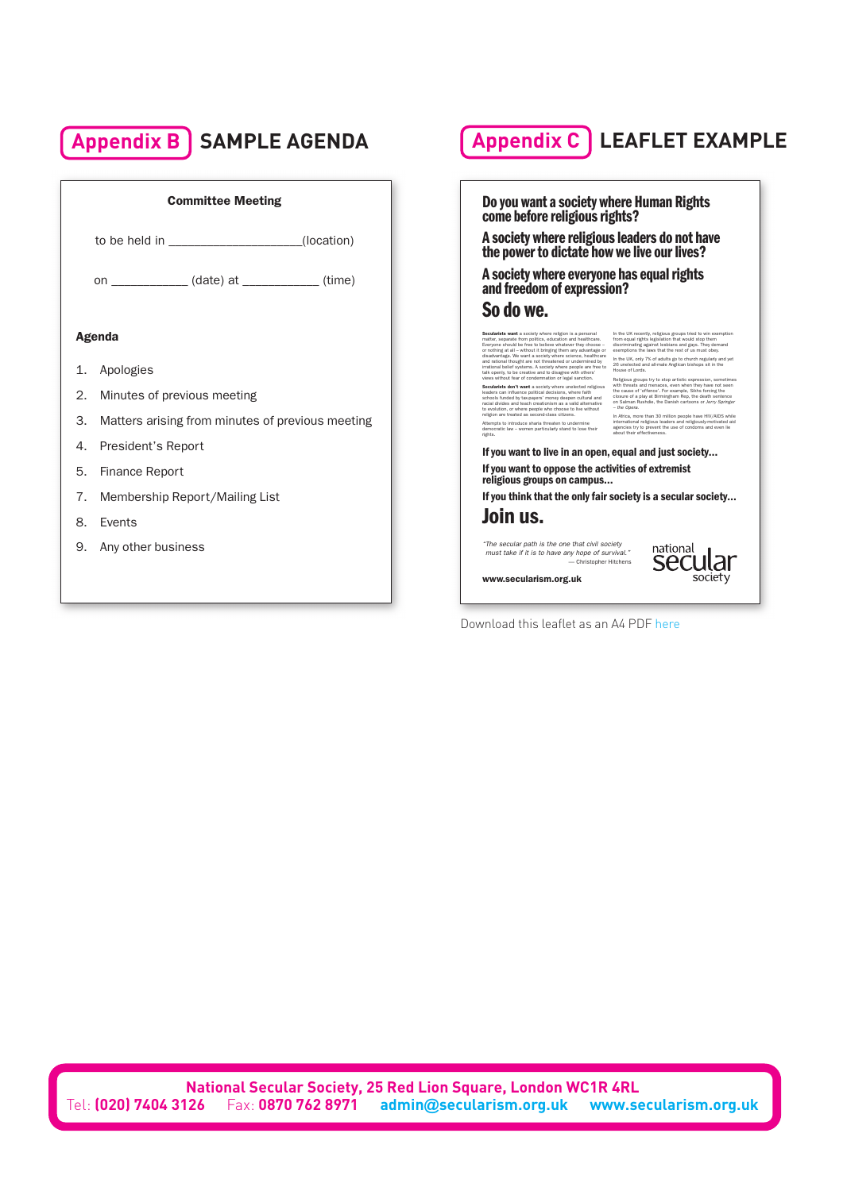## Appendix B SAMPLE AGENDA

**Committee Meeting**

to be held in ____________________(location)

on ___________ (date) at ___________ (time)

**Agenda**

1. Apologies
2. Minutes of previous meeting
3. Matters arising from minutes of previous meeting
4. President's Report
5. Finance Report
7. Membership Report/Mailing List
8. Events
9. Any other business

## Appendix C LEAFLET EXAMPLE

**Do you want a society where Human Rights come before religious rights?**

**A society where religious leaders do not have the power to dictate how we live our lives?**

**A society where everyone has equal rights and freedom of expression?**

**So do we.**

**Secularists want** a society where religion is a personal matter, separate from politics, education and healthcare. Everyone should be free to believe whatever they choose – or nothing at all – without it bringing them any advantage or disadvantage. We want a society where science, healthcare and rational thought are not threatened or undermined by irrational belief systems. A society where people are free to talk openly, to be creative and to disagree with others' views without fear of condemnation or legal sanction.

**Secularists don't want** a society where unelected religious leaders can influence political decisions, where faith schools funded by taxpayers' money deepen cultural and racial divides and teach creationism as a valid alternative to evolution, or where people who choose to live without religion are treated as second-class citizens.

Attempts to introduce sharia threaten to undermine democratic law – women particularly stand to lose their rights.

In the UK recently, religious groups tried to win exemption from equal rights legislation that would stop them discriminating against lesbians and gays. They demand exemptions the laws that the rest of us must obey.

In the UK, only 7% of adults go to church regularly and yet 26 unelected and all-male Anglican bishops sit in the House of Lords.

Religious groups try to stop artistic expression, sometimes with threats and menaces, even when they have not seen the cause of 'offence'. For example, Sikhs forcing the closure of a play at Birmingham Rep, the death sentence on Salman Rushdie, the Danish cartoons or *Jerry Springer – the Opera*.

In Africa, more than 30 million people have HIV/AIDS while international religious leaders and religiously-motivated aid agencies try to prevent the use of condoms and even lie about their effectiveness.

**If you want to live in an open, equal and just society...**

**If you want to oppose the activities of extremist religious groups on campus...**

**If you think that the only fair society is a secular society...**

**Join us.**

*"The secular path is the one that civil society must take if it is to have any hope of survival."*
— Christopher Hitchens

www.secularism.org.uk

national secular society

Download this leaflet as an A4 PDF here

**National Secular Society, 25 Red Lion Square, London WC1R 4RL**
Tel: **(020) 7404 3126** Fax: **0870 762 8971** **admin@secularism.org.uk** **www.secularism.org.uk**